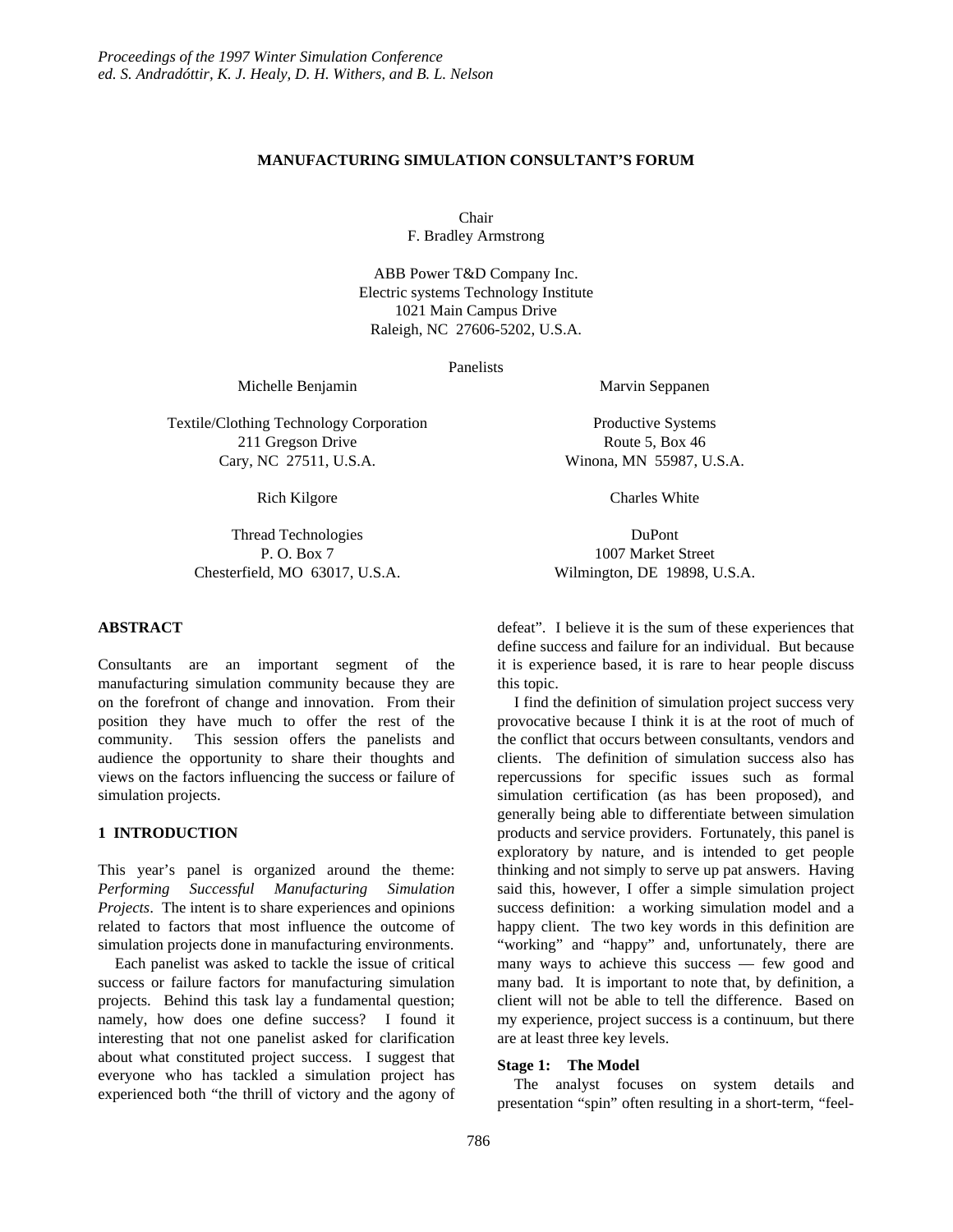# MANUFACTURING SIMULATION CONSULTANT'S FORUM

Chair
F. Bradley Armstrong

ABB Power T&D Company Inc.
Electric systems Technology Institute
1021 Main Campus Drive
Raleigh, NC 27606-5202, U.S.A.

Panelists

Michelle Benjamin

Textile/Clothing Technology Corporation
211 Gregson Drive
Cary, NC 27511, U.S.A.

Marvin Seppanen

Productive Systems
Route 5, Box 46
Winona, MN 55987, U.S.A.

Rich Kilgore

Thread Technologies
P. O. Box 7
Chesterfield, MO 63017, U.S.A.

Charles White

DuPont
1007 Market Street
Wilmington, DE 19898, U.S.A.

## ABSTRACT

Consultants are an important segment of the manufacturing simulation community because they are on the forefront of change and innovation. From their position they have much to offer the rest of the community. This session offers the panelists and audience the opportunity to share their thoughts and views on the factors influencing the success or failure of simulation projects.

## 1 INTRODUCTION

This year's panel is organized around the theme: *Performing Successful Manufacturing Simulation Projects*. The intent is to share experiences and opinions related to factors that most influence the outcome of simulation projects done in manufacturing environments.

Each panelist was asked to tackle the issue of critical success or failure factors for manufacturing simulation projects. Behind this task lay a fundamental question; namely, how does one define success? I found it interesting that not one panelist asked for clarification about what constituted project success. I suggest that everyone who has tackled a simulation project has experienced both "the thrill of victory and the agony of defeat". I believe it is the sum of these experiences that define success and failure for an individual. But because it is experience based, it is rare to hear people discuss this topic.

I find the definition of simulation project success very provocative because I think it is at the root of much of the conflict that occurs between consultants, vendors and clients. The definition of simulation success also has repercussions for specific issues such as formal simulation certification (as has been proposed), and generally being able to differentiate between simulation products and service providers. Fortunately, this panel is exploratory by nature, and is intended to get people thinking and not simply to serve up pat answers. Having said this, however, I offer a simple simulation project success definition: a working simulation model and a happy client. The two key words in this definition are "working" and "happy" and, unfortunately, there are many ways to achieve this success — few good and many bad. It is important to note that, by definition, a client will not be able to tell the difference. Based on my experience, project success is a continuum, but there are at least three key levels.

**Stage 1: The Model**

The analyst focuses on system details and presentation "spin" often resulting in a short-term, "feel-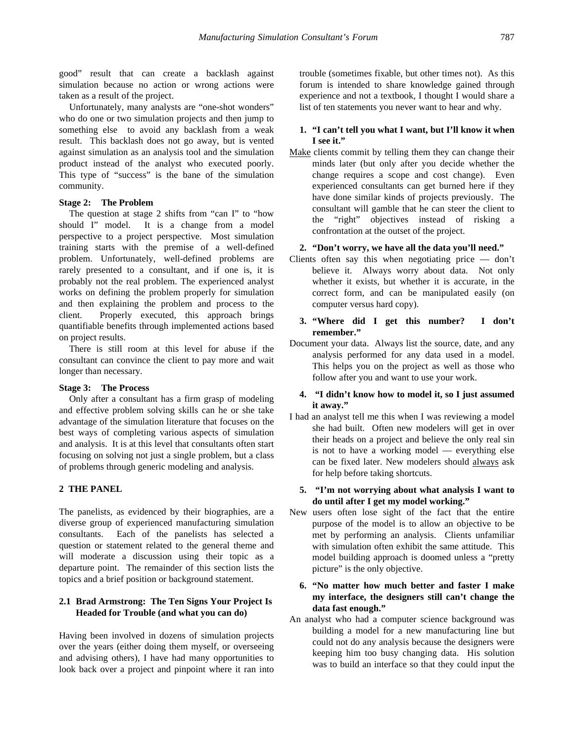good" result that can create a backlash against simulation because no action or wrong actions were taken as a result of the project.

Unfortunately, many analysts are "one-shot wonders" who do one or two simulation projects and then jump to something else to avoid any backlash from a weak result. This backlash does not go away, but is vented against simulation as an analysis tool and the simulation product instead of the analyst who executed poorly. This type of "success" is the bane of the simulation community.

**Stage 2: The Problem**

The question at stage 2 shifts from "can I" to "how should I" model. It is a change from a model perspective to a project perspective. Most simulation training starts with the premise of a well-defined problem. Unfortunately, well-defined problems are rarely presented to a consultant, and if one is, it is probably not the real problem. The experienced analyst works on defining the problem properly for simulation and then explaining the problem and process to the client. Properly executed, this approach brings quantifiable benefits through implemented actions based on project results.

There is still room at this level for abuse if the consultant can convince the client to pay more and wait longer than necessary.

**Stage 3: The Process**

Only after a consultant has a firm grasp of modeling and effective problem solving skills can he or she take advantage of the simulation literature that focuses on the best ways of completing various aspects of simulation and analysis. It is at this level that consultants often start focusing on solving not just a single problem, but a class of problems through generic modeling and analysis.

## 2 THE PANEL

The panelists, as evidenced by their biographies, are a diverse group of experienced manufacturing simulation consultants. Each of the panelists has selected a question or statement related to the general theme and will moderate a discussion using their topic as a departure point. The remainder of this section lists the topics and a brief position or background statement.

### 2.1 Brad Armstrong: The Ten Signs Your Project Is Headed for Trouble (and what you can do)

Having been involved in dozens of simulation projects over the years (either doing them myself, or overseeing and advising others), I have had many opportunities to look back over a project and pinpoint where it ran into trouble (sometimes fixable, but other times not). As this forum is intended to share knowledge gained through experience and not a textbook, I thought I would share a list of ten statements you never want to hear and why.

1. **"I can't tell you what I want, but I'll know it when I see it."**

<u>Make</u> clients commit by telling them they can change their minds later (but only after you decide whether the change requires a scope and cost change). Even experienced consultants can get burned here if they have done similar kinds of projects previously. The consultant will gamble that he can steer the client to the "right" objectives instead of risking a confrontation at the outset of the project.

2. **"Don't worry, we have all the data you'll need."**

Clients often say this when negotiating price — don't believe it. Always worry about data. Not only whether it exists, but whether it is accurate, in the correct form, and can be manipulated easily (on computer versus hard copy).

3. **"Where did I get this number? I don't remember."**

Document your data. Always list the source, date, and any analysis performed for any data used in a model. This helps you on the project as well as those who follow after you and want to use your work.

4. **"I didn't know how to model it, so I just assumed it away."**

I had an analyst tell me this when I was reviewing a model she had built. Often new modelers will get in over their heads on a project and believe the only real sin is not to have a working model — everything else can be fixed later. New modelers should <u>always</u> ask for help before taking shortcuts.

5. **"I'm not worrying about what analysis I want to do until after I get my model working."**

New users often lose sight of the fact that the entire purpose of the model is to allow an objective to be met by performing an analysis. Clients unfamiliar with simulation often exhibit the same attitude. This model building approach is doomed unless a "pretty picture" is the only objective.

6. **"No matter how much better and faster I make my interface, the designers still can't change the data fast enough."**

An analyst who had a computer science background was building a model for a new manufacturing line but could not do any analysis because the designers were keeping him too busy changing data. His solution was to build an interface so that they could input the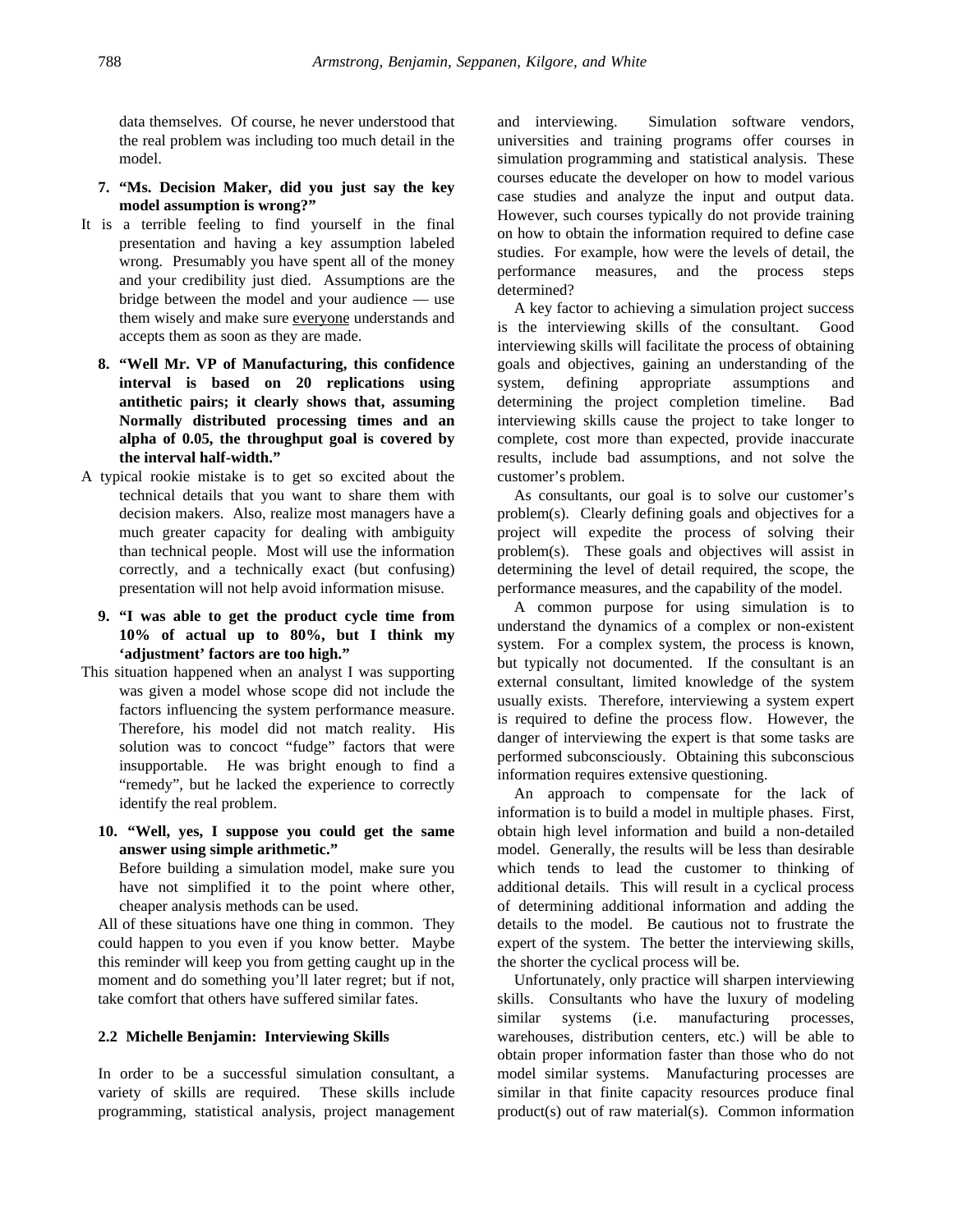data themselves. Of course, he never understood that the real problem was including too much detail in the model.

7. **"Ms. Decision Maker, did you just say the key model assumption is wrong?"**

It is a terrible feeling to find yourself in the final presentation and having a key assumption labeled wrong. Presumably you have spent all of the money and your credibility just died. Assumptions are the bridge between the model and your audience — use them wisely and make sure everyone understands and accepts them as soon as they are made.

8. **"Well Mr. VP of Manufacturing, this confidence interval is based on 20 replications using antithetic pairs; it clearly shows that, assuming Normally distributed processing times and an alpha of 0.05, the throughput goal is covered by the interval half-width."**

A typical rookie mistake is to get so excited about the technical details that you want to share them with decision makers. Also, realize most managers have a much greater capacity for dealing with ambiguity than technical people. Most will use the information correctly, and a technically exact (but confusing) presentation will not help avoid information misuse.

9. **"I was able to get the product cycle time from 10% of actual up to 80%, but I think my 'adjustment' factors are too high."**

This situation happened when an analyst I was supporting was given a model whose scope did not include the factors influencing the system performance measure. Therefore, his model did not match reality. His solution was to concoct "fudge" factors that were insupportable. He was bright enough to find a "remedy", but he lacked the experience to correctly identify the real problem.

10. **"Well, yes, I suppose you could get the same answer using simple arithmetic."**
    Before building a simulation model, make sure you have not simplified it to the point where other, cheaper analysis methods can be used.

All of these situations have one thing in common. They could happen to you even if you know better. Maybe this reminder will keep you from getting caught up in the moment and do something you'll later regret; but if not, take comfort that others have suffered similar fates.

### 2.2 Michelle Benjamin: Interviewing Skills

In order to be a successful simulation consultant, a variety of skills are required. These skills include programming, statistical analysis, project management and interviewing. Simulation software vendors, universities and training programs offer courses in simulation programming and statistical analysis. These courses educate the developer on how to model various case studies and analyze the input and output data. However, such courses typically do not provide training on how to obtain the information required to define case studies. For example, how were the levels of detail, the performance measures, and the process steps determined?

A key factor to achieving a simulation project success is the interviewing skills of the consultant. Good interviewing skills will facilitate the process of obtaining goals and objectives, gaining an understanding of the system, defining appropriate assumptions and determining the project completion timeline. Bad interviewing skills cause the project to take longer to complete, cost more than expected, provide inaccurate results, include bad assumptions, and not solve the customer's problem.

As consultants, our goal is to solve our customer's problem(s). Clearly defining goals and objectives for a project will expedite the process of solving their problem(s). These goals and objectives will assist in determining the level of detail required, the scope, the performance measures, and the capability of the model.

A common purpose for using simulation is to understand the dynamics of a complex or non-existent system. For a complex system, the process is known, but typically not documented. If the consultant is an external consultant, limited knowledge of the system usually exists. Therefore, interviewing a system expert is required to define the process flow. However, the danger of interviewing the expert is that some tasks are performed subconsciously. Obtaining this subconscious information requires extensive questioning.

An approach to compensate for the lack of information is to build a model in multiple phases. First, obtain high level information and build a non-detailed model. Generally, the results will be less than desirable which tends to lead the customer to thinking of additional details. This will result in a cyclical process of determining additional information and adding the details to the model. Be cautious not to frustrate the expert of the system. The better the interviewing skills, the shorter the cyclical process will be.

Unfortunately, only practice will sharpen interviewing skills. Consultants who have the luxury of modeling similar systems (i.e. manufacturing processes, warehouses, distribution centers, etc.) will be able to obtain proper information faster than those who do not model similar systems. Manufacturing processes are similar in that finite capacity resources produce final product(s) out of raw material(s). Common information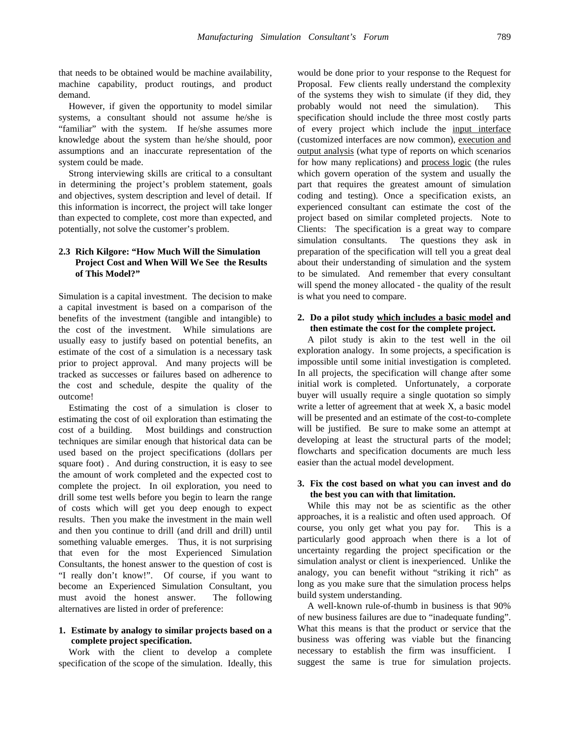that needs to be obtained would be machine availability, machine capability, product routings, and product demand.

However, if given the opportunity to model similar systems, a consultant should not assume he/she is "familiar" with the system. If he/she assumes more knowledge about the system than he/she should, poor assumptions and an inaccurate representation of the system could be made.

Strong interviewing skills are critical to a consultant in determining the project's problem statement, goals and objectives, system description and level of detail. If this information is incorrect, the project will take longer than expected to complete, cost more than expected, and potentially, not solve the customer's problem.

### 2.3 Rich Kilgore: "How Much Will the Simulation Project Cost and When Will We See the Results of This Model?"

Simulation is a capital investment. The decision to make a capital investment is based on a comparison of the benefits of the investment (tangible and intangible) to the cost of the investment. While simulations are usually easy to justify based on potential benefits, an estimate of the cost of a simulation is a necessary task prior to project approval. And many projects will be tracked as successes or failures based on adherence to the cost and schedule, despite the quality of the outcome!

Estimating the cost of a simulation is closer to estimating the cost of oil exploration than estimating the cost of a building. Most buildings and construction techniques are similar enough that historical data can be used based on the project specifications (dollars per square foot) . And during construction, it is easy to see the amount of work completed and the expected cost to complete the project. In oil exploration, you need to drill some test wells before you begin to learn the range of costs which will get you deep enough to expect results. Then you make the investment in the main well and then you continue to drill (and drill and drill) until something valuable emerges. Thus, it is not surprising that even for the most Experienced Simulation Consultants, the honest answer to the question of cost is "I really don't know!". Of course, if you want to become an Experienced Simulation Consultant, you must avoid the honest answer. The following alternatives are listed in order of preference:

**1. Estimate by analogy to similar projects based on a complete project specification.**

Work with the client to develop a complete specification of the scope of the simulation. Ideally, this would be done prior to your response to the Request for Proposal. Few clients really understand the complexity of the systems they wish to simulate (if they did, they probably would not need the simulation). This specification should include the three most costly parts of every project which include the <u>input interface</u> (customized interfaces are now common), <u>execution and output analysis</u> (what type of reports on which scenarios for how many replications) and <u>process logic</u> (the rules which govern operation of the system and usually the part that requires the greatest amount of simulation coding and testing). Once a specification exists, an experienced consultant can estimate the cost of the project based on similar completed projects. Note to Clients: The specification is a great way to compare simulation consultants. The questions they ask in preparation of the specification will tell you a great deal about their understanding of simulation and the system to be simulated. And remember that every consultant will spend the money allocated - the quality of the result is what you need to compare.

**2. Do a pilot study <u>which includes a basic model</u> and then estimate the cost for the complete project.**

A pilot study is akin to the test well in the oil exploration analogy. In some projects, a specification is impossible until some initial investigation is completed. In all projects, the specification will change after some initial work is completed. Unfortunately, a corporate buyer will usually require a single quotation so simply write a letter of agreement that at week X, a basic model will be presented and an estimate of the cost-to-complete will be justified. Be sure to make some an attempt at developing at least the structural parts of the model; flowcharts and specification documents are much less easier than the actual model development.

**3. Fix the cost based on what you can invest and do the best you can with that limitation.**

While this may not be as scientific as the other approaches, it is a realistic and often used approach. Of course, you only get what you pay for. This is a particularly good approach when there is a lot of uncertainty regarding the project specification or the simulation analyst or client is inexperienced. Unlike the analogy, you can benefit without "striking it rich" as long as you make sure that the simulation process helps build system understanding.

A well-known rule-of-thumb in business is that 90% of new business failures are due to "inadequate funding". What this means is that the product or service that the business was offering was viable but the financing necessary to establish the firm was insufficient. I suggest the same is true for simulation projects.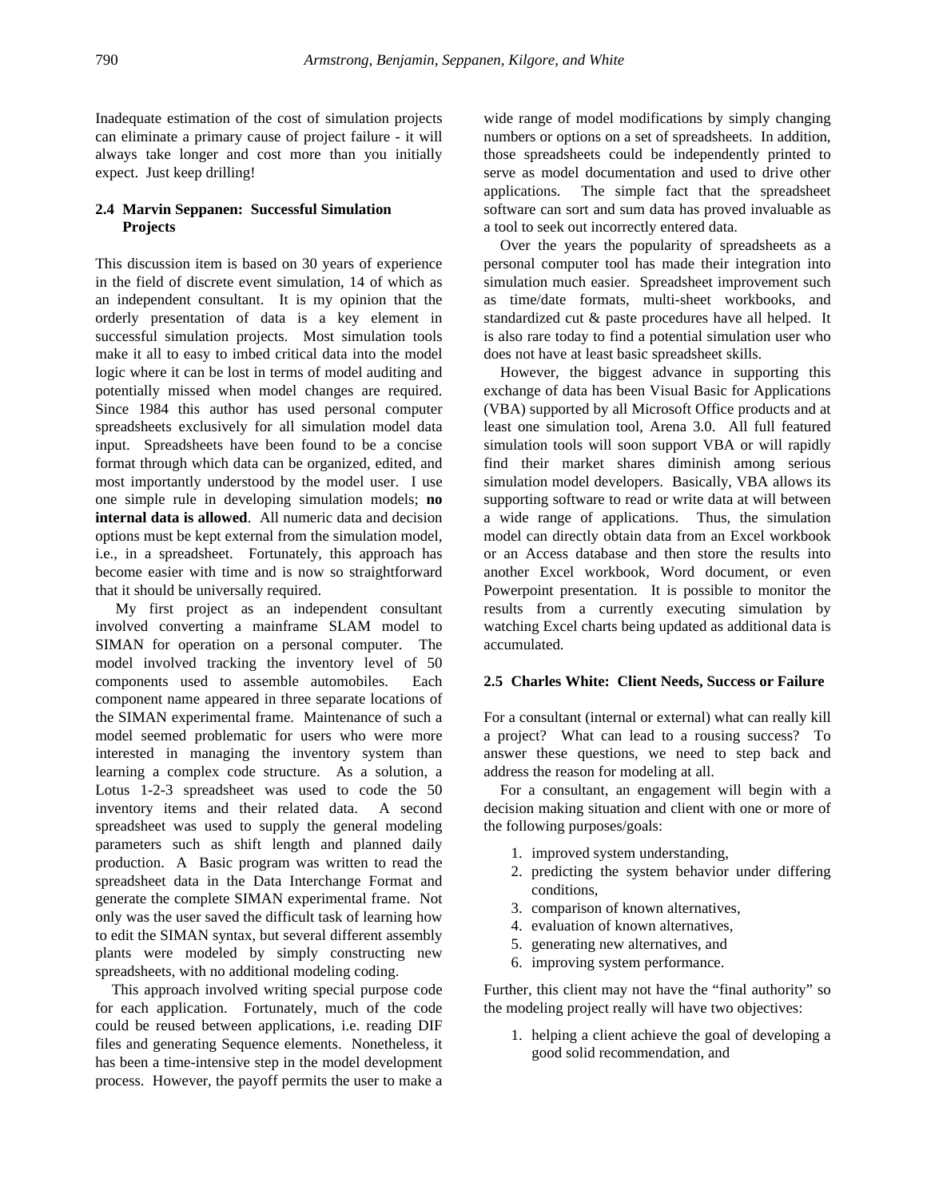Inadequate estimation of the cost of simulation projects can eliminate a primary cause of project failure - it will always take longer and cost more than you initially expect. Just keep drilling!

### 2.4 Marvin Seppanen: Successful Simulation Projects

This discussion item is based on 30 years of experience in the field of discrete event simulation, 14 of which as an independent consultant. It is my opinion that the orderly presentation of data is a key element in successful simulation projects. Most simulation tools make it all to easy to imbed critical data into the model logic where it can be lost in terms of model auditing and potentially missed when model changes are required. Since 1984 this author has used personal computer spreadsheets exclusively for all simulation model data input. Spreadsheets have been found to be a concise format through which data can be organized, edited, and most importantly understood by the model user. I use one simple rule in developing simulation models; **no internal data is allowed**. All numeric data and decision options must be kept external from the simulation model, i.e., in a spreadsheet. Fortunately, this approach has become easier with time and is now so straightforward that it should be universally required.

My first project as an independent consultant involved converting a mainframe SLAM model to SIMAN for operation on a personal computer. The model involved tracking the inventory level of 50 components used to assemble automobiles. Each component name appeared in three separate locations of the SIMAN experimental frame. Maintenance of such a model seemed problematic for users who were more interested in managing the inventory system than learning a complex code structure. As a solution, a Lotus 1-2-3 spreadsheet was used to code the 50 inventory items and their related data. A second spreadsheet was used to supply the general modeling parameters such as shift length and planned daily production. A Basic program was written to read the spreadsheet data in the Data Interchange Format and generate the complete SIMAN experimental frame. Not only was the user saved the difficult task of learning how to edit the SIMAN syntax, but several different assembly plants were modeled by simply constructing new spreadsheets, with no additional modeling coding.

This approach involved writing special purpose code for each application. Fortunately, much of the code could be reused between applications, i.e. reading DIF files and generating Sequence elements. Nonetheless, it has been a time-intensive step in the model development process. However, the payoff permits the user to make a wide range of model modifications by simply changing numbers or options on a set of spreadsheets. In addition, those spreadsheets could be independently printed to serve as model documentation and used to drive other applications. The simple fact that the spreadsheet software can sort and sum data has proved invaluable as a tool to seek out incorrectly entered data.

Over the years the popularity of spreadsheets as a personal computer tool has made their integration into simulation much easier. Spreadsheet improvement such as time/date formats, multi-sheet workbooks, and standardized cut & paste procedures have all helped. It is also rare today to find a potential simulation user who does not have at least basic spreadsheet skills.

However, the biggest advance in supporting this exchange of data has been Visual Basic for Applications (VBA) supported by all Microsoft Office products and at least one simulation tool, Arena 3.0. All full featured simulation tools will soon support VBA or will rapidly find their market shares diminish among serious simulation model developers. Basically, VBA allows its supporting software to read or write data at will between a wide range of applications. Thus, the simulation model can directly obtain data from an Excel workbook or an Access database and then store the results into another Excel workbook, Word document, or even Powerpoint presentation. It is possible to monitor the results from a currently executing simulation by watching Excel charts being updated as additional data is accumulated.

### 2.5 Charles White: Client Needs, Success or Failure

For a consultant (internal or external) what can really kill a project? What can lead to a rousing success? To answer these questions, we need to step back and address the reason for modeling at all.

For a consultant, an engagement will begin with a decision making situation and client with one or more of the following purposes/goals:

1. improved system understanding,
2. predicting the system behavior under differing conditions,
3. comparison of known alternatives,
4. evaluation of known alternatives,
5. generating new alternatives, and
6. improving system performance.

Further, this client may not have the "final authority" so the modeling project really will have two objectives:

1. helping a client achieve the goal of developing a good solid recommendation, and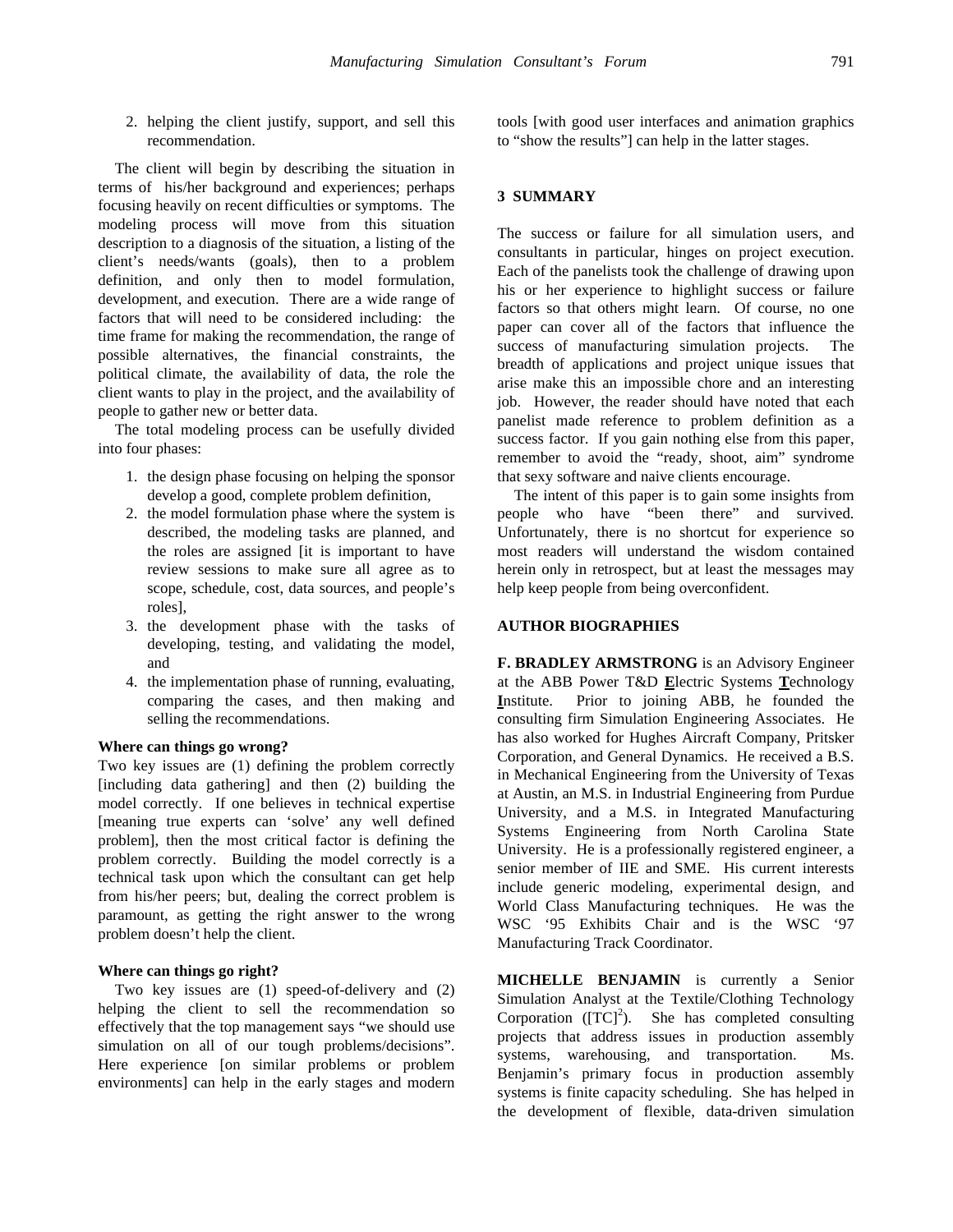2. helping the client justify, support, and sell this recommendation.

The client will begin by describing the situation in terms of his/her background and experiences; perhaps focusing heavily on recent difficulties or symptoms. The modeling process will move from this situation description to a diagnosis of the situation, a listing of the client's needs/wants (goals), then to a problem definition, and only then to model formulation, development, and execution. There are a wide range of factors that will need to be considered including: the time frame for making the recommendation, the range of possible alternatives, the financial constraints, the political climate, the availability of data, the role the client wants to play in the project, and the availability of people to gather new or better data.

The total modeling process can be usefully divided into four phases:

1. the design phase focusing on helping the sponsor develop a good, complete problem definition,
2. the model formulation phase where the system is described, the modeling tasks are planned, and the roles are assigned [it is important to have review sessions to make sure all agree as to scope, schedule, cost, data sources, and people's roles],
3. the development phase with the tasks of developing, testing, and validating the model, and
4. the implementation phase of running, evaluating, comparing the cases, and then making and selling the recommendations.

**Where can things go wrong?**
Two key issues are (1) defining the problem correctly [including data gathering] and then (2) building the model correctly. If one believes in technical expertise [meaning true experts can 'solve' any well defined problem], then the most critical factor is defining the problem correctly. Building the model correctly is a technical task upon which the consultant can get help from his/her peers; but, dealing the correct problem is paramount, as getting the right answer to the wrong problem doesn't help the client.

**Where can things go right?**
Two key issues are (1) speed-of-delivery and (2) helping the client to sell the recommendation so effectively that the top management says "we should use simulation on all of our tough problems/decisions". Here experience [on similar problems or problem environments] can help in the early stages and modern tools [with good user interfaces and animation graphics to "show the results"] can help in the latter stages.

## 3 SUMMARY

The success or failure for all simulation users, and consultants in particular, hinges on project execution. Each of the panelists took the challenge of drawing upon his or her experience to highlight success or failure factors so that others might learn. Of course, no one paper can cover all of the factors that influence the success of manufacturing simulation projects. The breadth of applications and project unique issues that arise make this an impossible chore and an interesting job. However, the reader should have noted that each panelist made reference to problem definition as a success factor. If you gain nothing else from this paper, remember to avoid the "ready, shoot, aim" syndrome that sexy software and naive clients encourage.

The intent of this paper is to gain some insights from people who have "been there" and survived. Unfortunately, there is no shortcut for experience so most readers will understand the wisdom contained herein only in retrospect, but at least the messages may help keep people from being overconfident.

## AUTHOR BIOGRAPHIES

**F. BRADLEY ARMSTRONG** is an Advisory Engineer at the ABB Power T&D **E**lectric Systems **T**echnology **I**nstitute. Prior to joining ABB, he founded the consulting firm Simulation Engineering Associates. He has also worked for Hughes Aircraft Company, Pritsker Corporation, and General Dynamics. He received a B.S. in Mechanical Engineering from the University of Texas at Austin, an M.S. in Industrial Engineering from Purdue University, and a M.S. in Integrated Manufacturing Systems Engineering from North Carolina State University. He is a professionally registered engineer, a senior member of IIE and SME. His current interests include generic modeling, experimental design, and World Class Manufacturing techniques. He was the WSC '95 Exhibits Chair and is the WSC '97 Manufacturing Track Coordinator.

**MICHELLE BENJAMIN** is currently a Senior Simulation Analyst at the Textile/Clothing Technology Corporation ($[TC]^2$). She has completed consulting projects that address issues in production assembly systems, warehousing, and transportation. Ms. Benjamin's primary focus in production assembly systems is finite capacity scheduling. She has helped in the development of flexible, data-driven simulation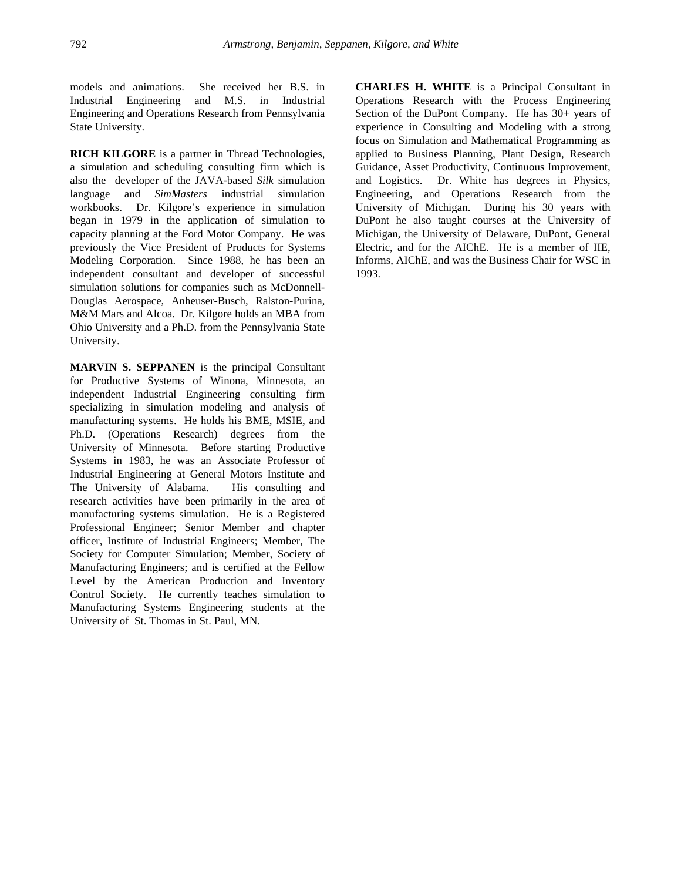models and animations. She received her B.S. in Industrial Engineering and M.S. in Industrial Engineering and Operations Research from Pennsylvania State University.

**RICH KILGORE** is a partner in Thread Technologies, a simulation and scheduling consulting firm which is also the developer of the JAVA-based *Silk* simulation language and *SimMasters* industrial simulation workbooks. Dr. Kilgore's experience in simulation began in 1979 in the application of simulation to capacity planning at the Ford Motor Company. He was previously the Vice President of Products for Systems Modeling Corporation. Since 1988, he has been an independent consultant and developer of successful simulation solutions for companies such as McDonnell-Douglas Aerospace, Anheuser-Busch, Ralston-Purina, M&M Mars and Alcoa. Dr. Kilgore holds an MBA from Ohio University and a Ph.D. from the Pennsylvania State University.

**MARVIN S. SEPPANEN** is the principal Consultant for Productive Systems of Winona, Minnesota, an independent Industrial Engineering consulting firm specializing in simulation modeling and analysis of manufacturing systems. He holds his BME, MSIE, and Ph.D. (Operations Research) degrees from the University of Minnesota. Before starting Productive Systems in 1983, he was an Associate Professor of Industrial Engineering at General Motors Institute and The University of Alabama. His consulting and research activities have been primarily in the area of manufacturing systems simulation. He is a Registered Professional Engineer; Senior Member and chapter officer, Institute of Industrial Engineers; Member, The Society for Computer Simulation; Member, Society of Manufacturing Engineers; and is certified at the Fellow Level by the American Production and Inventory Control Society. He currently teaches simulation to Manufacturing Systems Engineering students at the University of St. Thomas in St. Paul, MN.

**CHARLES H. WHITE** is a Principal Consultant in Operations Research with the Process Engineering Section of the DuPont Company. He has 30+ years of experience in Consulting and Modeling with a strong focus on Simulation and Mathematical Programming as applied to Business Planning, Plant Design, Research Guidance, Asset Productivity, Continuous Improvement, and Logistics. Dr. White has degrees in Physics, Engineering, and Operations Research from the University of Michigan. During his 30 years with DuPont he also taught courses at the University of Michigan, the University of Delaware, DuPont, General Electric, and for the AIChE. He is a member of IIE, Informs, AIChE, and was the Business Chair for WSC in 1993.